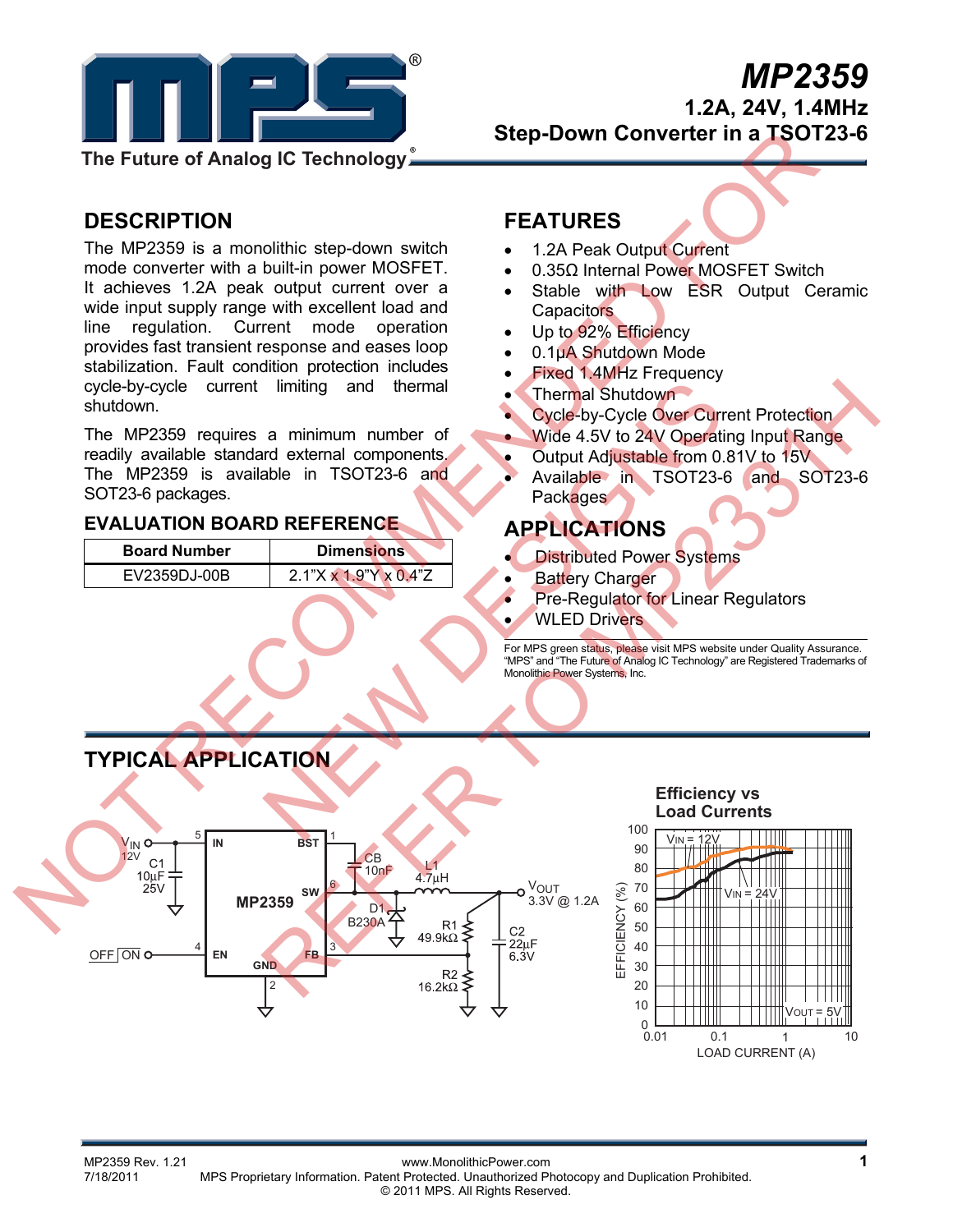# MP2359

**1.2A, 24V, 1.4MHz Step-Down Converter in a TSOT23-6**

The Future of Analog IC Technology®

NOT RECOMMENDED FOR NEW DESIGNS REFER TO MP2331H

## DESCRIPTION

The MP2359 is a monolithic step-down switch mode converter with a built-in power MOSFET. It achieves 1.2A peak output current over a wide input supply range with excellent load and line regulation. Current mode operation provides fast transient response and eases loop stabilization. Fault condition protection includes cycle-by-cycle current limiting and thermal shutdown.

The MP2359 requires a minimum number of readily available standard external components. The MP2359 is available in TSOT23-6 and SOT23-6 packages.

### EVALUATION BOARD REFERENCE

| Board Number | Dimensions |
|---|---|
| EV2359DJ-00B | 2.1"X x 1.9"Y x 0.4"Z |

## FEATURES

- 1.2A Peak Output Current
- 0.35Ω Internal Power MOSFET Switch
- Stable with Low ESR Output Ceramic Capacitors
- Up to 92% Efficiency
- 0.1μA Shutdown Mode
- Fixed 1.4MHz Frequency
- Thermal Shutdown
- Cycle-by-Cycle Over Current Protection
- Wide 4.5V to 24V Operating Input Range
- Output Adjustable from 0.81V to 15V
- Available in TSOT23-6 and SOT23-6 Packages

## APPLICATIONS

- Distributed Power Systems
- Battery Charger
- Pre-Regulator for Linear Regulators
- WLED Drivers

For MPS green status, please visit MPS website under Quality Assurance. "MPS" and "The Future of Analog IC Technology" are Registered Trademarks of Monolithic Power Systems, Inc.

## TYPICAL APPLICATION

Circuit: MP2359 with $V_{IN}$ 12V (pin 5, IN), C1 10μF 25V; OFF/ON to EN (pin 4); BST (pin 1) with CB 10nF to SW (pin 6); L1 4.7μH; D1 B230A; $V_{OUT}$ 3.3V @ 1.2A; R1 49.9kΩ, R2 16.2kΩ to FB (pin 3); C2 22μF 6.3V; GND (pin 2).

**Efficiency vs Load Currents**

$V_{OUT}$ = 5V; curves for $V_{IN}$ = 12V and $V_{IN}$ = 24V. Y-axis: EFFICIENCY (%), 0–100; X-axis: LOAD CURRENT (A), 0.01–10.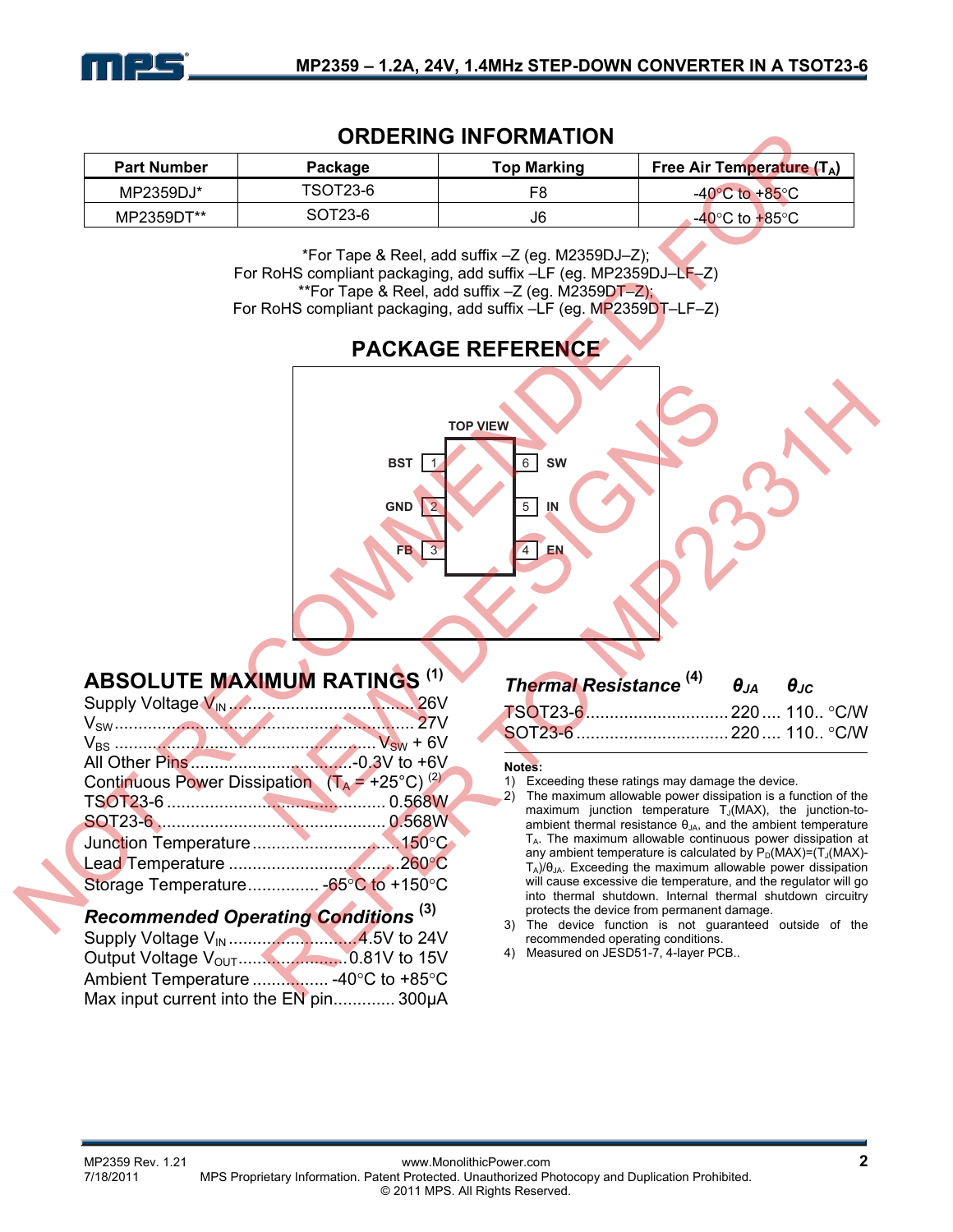## ORDERING INFORMATION

| Part Number | Package | Top Marking | Free Air Temperature ($T_A$) |
|---|---|---|---|
| MP2359DJ* | TSOT23-6 | F8 | -40°C to +85°C |
| MP2359DT** | SOT23-6 | J6 | -40°C to +85°C |

*For Tape & Reel, add suffix –Z (eg. M2359DJ–Z);
For RoHS compliant packaging, add suffix –LF (eg. MP2359DJ–LF–Z)
**For Tape & Reel, add suffix –Z (eg. M2359DT–Z);
For RoHS compliant packaging, add suffix –LF (eg. MP2359DT–LF–Z)

## PACKAGE REFERENCE

TOP VIEW

| Pin | Name | Pin | Name |
|---|---|---|---|
| 1 | BST | 6 | SW |
| 2 | GND | 5 | IN |
| 3 | FB | 4 | EN |

NOT RECOMMENDED FOR NEW DESIGNS REFER TO MP2331H

## ABSOLUTE MAXIMUM RATINGS [1]

Supply Voltage $V_{IN}$ .......................................26V
$V_{SW}$ .......................................................27V
$V_{BS}$ ......................................................$V_{SW}$ + 6V
All Other Pins ................................-0.3V to +6V
Continuous Power Dissipation ($T_A$ = +25°C) [2]
TSOT23-6 ........................................ 0.568W
SOT23-6 .......................................... 0.568W
Junction Temperature ...............................150°C
Lead Temperature ....................................260°C
Storage Temperature.............. -65°C to +150°C

### *Recommended Operating Conditions* [3]

Supply Voltage $V_{IN}$ ........................4.5V to 24V
Output Voltage $V_{OUT}$ .......................0.81V to 15V
Ambient Temperature ................ -40°C to +85°C
Max input current into the EN pin............. 300µA

### *Thermal Resistance* [4]

| | $\theta_{JA}$ | $\theta_{JC}$ | |
|---|---|---|---|
| TSOT23-6 | 220 | 110 | °C/W |
| SOT23-6 | 220 | 110 | °C/W |

**Notes:**

1) Exceeding these ratings may damage the device.
2) The maximum allowable power dissipation is a function of the maximum junction temperature $T_J$(MAX), the junction-to-ambient thermal resistance $\theta_{JA}$, and the ambient temperature $T_A$. The maximum allowable continuous power dissipation at any ambient temperature is calculated by $P_D(MAX)=(T_J(MAX)-T_A)/\theta_{JA}$. Exceeding the maximum allowable power dissipation will cause excessive die temperature, and the regulator will go into thermal shutdown. Internal thermal shutdown circuitry protects the device from permanent damage.
3) The device function is not guaranteed outside of the recommended operating conditions.
4) Measured on JESD51-7, 4-layer PCB..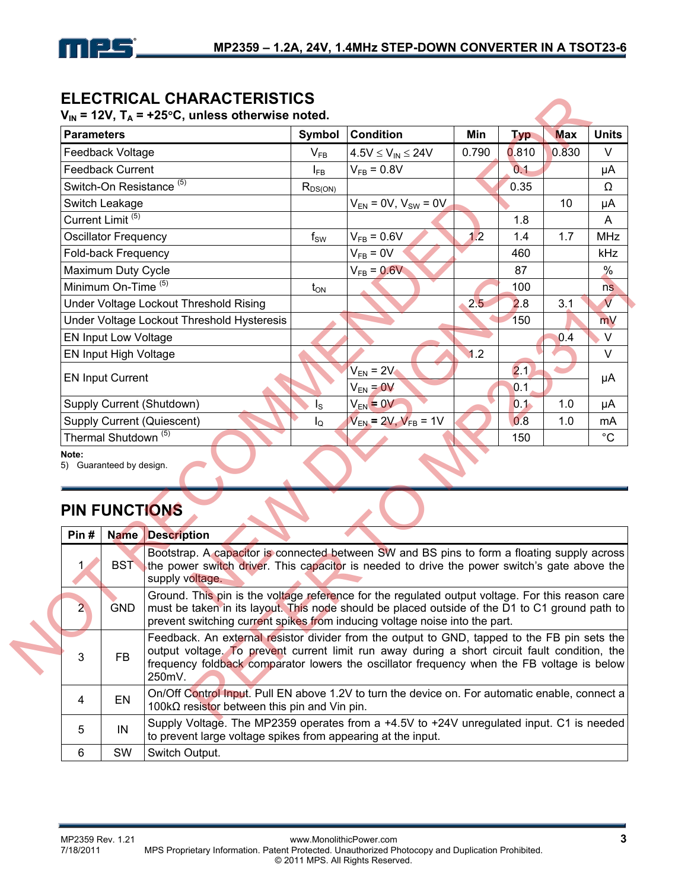## ELECTRICAL CHARACTERISTICS

**$V_{IN}$ = 12V, $T_A$ = +25°C, unless otherwise noted.**

| Parameters | Symbol | Condition | Min | Typ | Max | Units |
|---|---|---|---|---|---|---|
| Feedback Voltage | $V_{FB}$ | 4.5V ≤ $V_{IN}$ ≤ 24V | 0.790 | 0.810 | 0.830 | V |
| Feedback Current | $I_{FB}$ | $V_{FB}$ = 0.8V | | 0.1 | | μA |
| Switch-On Resistance [5] | $R_{DS(ON)}$ | | | 0.35 | | Ω |
| Switch Leakage | | $V_{EN}$ = 0V, $V_{SW}$ = 0V | | | 10 | μA |
| Current Limit [5] | | | | 1.8 | | A |
| Oscillator Frequency | $f_{SW}$ | $V_{FB}$ = 0.6V | 1.2 | 1.4 | 1.7 | MHz |
| Fold-back Frequency | | $V_{FB}$ = 0V | | 460 | | kHz |
| Maximum Duty Cycle | | $V_{FB}$ = 0.6V | | 87 | | % |
| Minimum On-Time [5] | $t_{ON}$ | | | 100 | | ns |
| Under Voltage Lockout Threshold Rising | | | 2.5 | 2.8 | 3.1 | V |
| Under Voltage Lockout Threshold Hysteresis | | | | 150 | | mV |
| EN Input Low Voltage | | | | | 0.4 | V |
| EN Input High Voltage | | | 1.2 | | | V |
| EN Input Current | | $V_{EN}$ = 2V | | 2.1 | | μA |
| | | $V_{EN}$ = 0V | | 0.1 | | |
| Supply Current (Shutdown) | $I_S$ | $V_{EN}$ = 0V | | 0.1 | 1.0 | μA |
| Supply Current (Quiescent) | $I_Q$ | $V_{EN}$ = 2V, $V_{FB}$ = 1V | | 0.8 | 1.0 | mA |
| Thermal Shutdown [5] | | | | 150 | | °C |

**Note:**
5) Guaranteed by design.

## PIN FUNCTIONS

| Pin # | Name | Description |
|---|---|---|
| 1 | BST | Bootstrap. A capacitor is connected between SW and BS pins to form a floating supply across the power switch driver. This capacitor is needed to drive the power switch's gate above the supply voltage. |
| 2 | GND | Ground. This pin is the voltage reference for the regulated output voltage. For this reason care must be taken in its layout. This node should be placed outside of the D1 to C1 ground path to prevent switching current spikes from inducing voltage noise into the part. |
| 3 | FB | Feedback. An external resistor divider from the output to GND, tapped to the FB pin sets the output voltage. To prevent current limit run away during a short circuit fault condition, the frequency foldback comparator lowers the oscillator frequency when the FB voltage is below 250mV. |
| 4 | EN | On/Off Control Input. Pull EN above 1.2V to turn the device on. For automatic enable, connect a 100kΩ resistor between this pin and Vin pin. |
| 5 | IN | Supply Voltage. The MP2359 operates from a +4.5V to +24V unregulated input. C1 is needed to prevent large voltage spikes from appearing at the input. |
| 6 | SW | Switch Output. |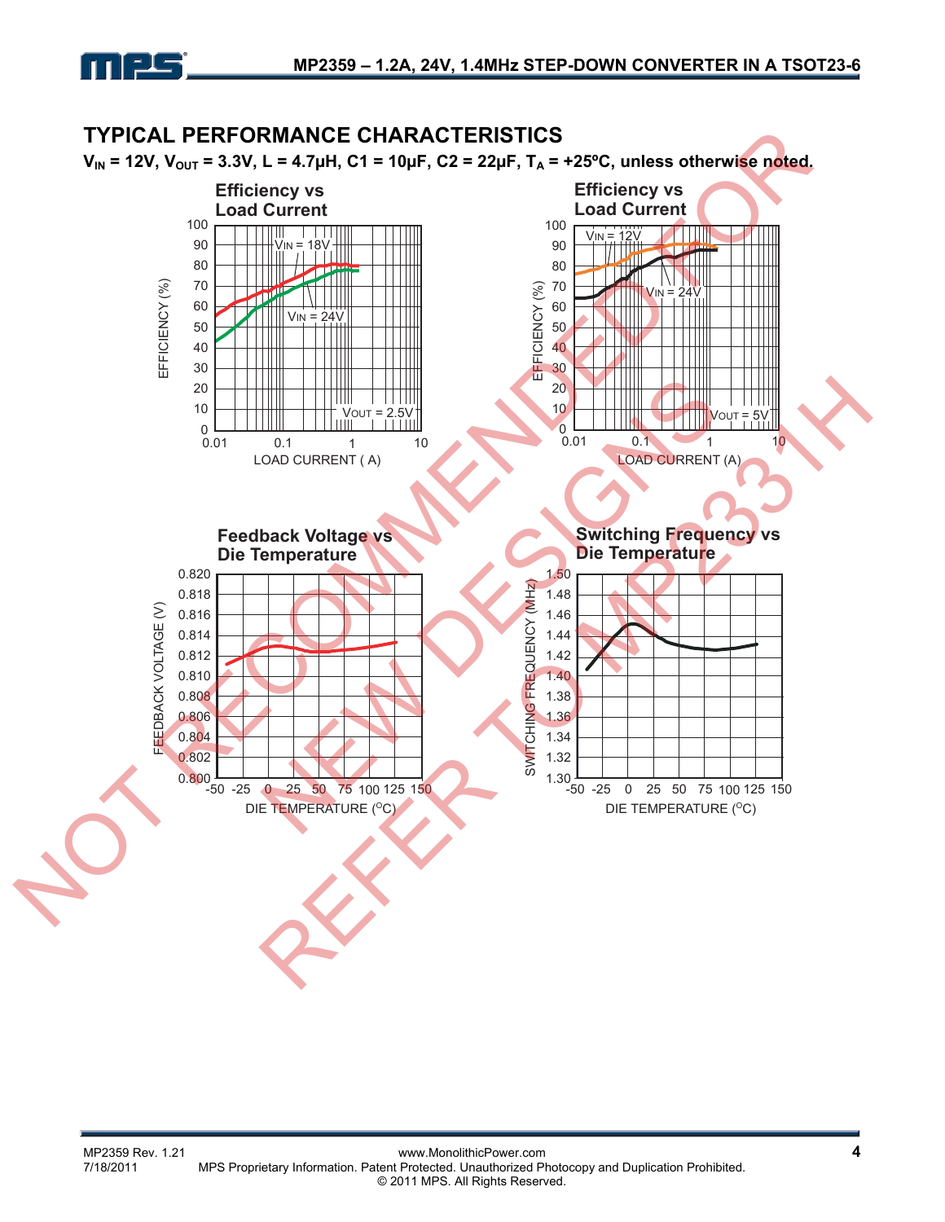## TYPICAL PERFORMANCE CHARACTERISTICS

**$V_{IN}$ = 12V, $V_{OUT}$ = 3.3V, L = 4.7µH, C1 = 10µF, C2 = 22µF, $T_A$ = +25ºC, unless otherwise noted.**

**Efficiency vs Load Current**

EFFICIENCY (%) vs LOAD CURRENT ( A) — $V_{IN}$ = 18V, $V_{IN}$ = 24V, $V_{OUT}$ = 2.5V

**Efficiency vs Load Current**

EFFICIENCY (%) vs LOAD CURRENT (A) — $V_{IN}$ = 12V, $V_{IN}$ = 24V, $V_{OUT}$ = 5V

**Feedback Voltage vs Die Temperature**

FEEDBACK VOLTAGE (V) vs DIE TEMPERATURE ($^{O}$C)

**Switching Frequency vs Die Temperature**

SWITCHING FREQUENCY (MHz) vs DIE TEMPERATURE ($^{O}$C)

NOT RECOMMENDED FOR NEW DESIGNS REFER TO MP2331H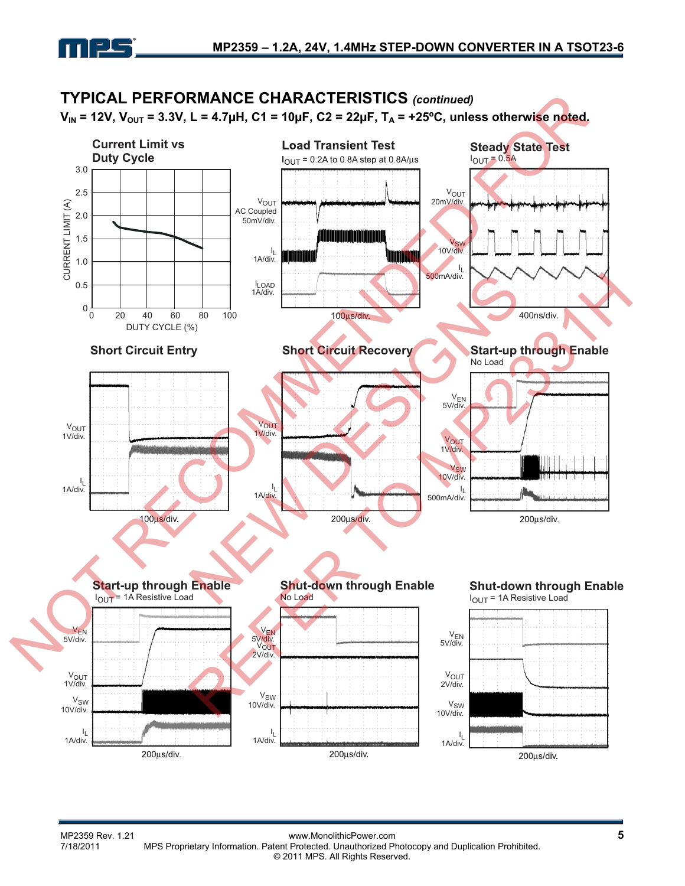## TYPICAL PERFORMANCE CHARACTERISTICS *(continued)*

**$V_{IN}$ = 12V, $V_{OUT}$ = 3.3V, L = 4.7µH, C1 = 10µF, C2 = 22µF, $T_A$ = +25ºC, unless otherwise noted.**

**Current Limit vs Duty Cycle**

CURRENT LIMIT (A): 0, 0.5, 1.0, 1.5, 2.0, 2.5, 3.0

DUTY CYCLE (%): 0, 20, 40, 60, 80, 100

**Load Transient Test**

$I_{OUT}$ = 0.2A to 0.8A step at 0.8A/µs

$V_{OUT}$ AC Coupled 50mV/div.

$I_L$ 1A/div.

$I_{LOAD}$ 1A/div.

100µs/div.

**Steady State Test**

$I_{OUT}$ = 0.5A

$V_{OUT}$ 20mV/div.

$V_{SW}$ 10V/div.

$I_L$ 500mA/div.

400ns/div.

**Short Circuit Entry**

$V_{OUT}$ 1V/div.

$I_L$ 1A/div.

100µs/div.

**Short Circuit Recovery**

$V_{OUT}$ 1V/div.

$I_L$ 1A/div.

200µs/div.

**Start-up through Enable**

No Load

$V_{EN}$ 5V/div.

$V_{OUT}$ 1V/div.

$V_{SW}$ 10V/div.

$I_L$ 500mA/div.

200µs/div.

**Start-up through Enable**

$I_{OUT}$ = 1A Resistive Load

$V_{EN}$ 5V/div.

$V_{OUT}$ 1V/div.

$V_{SW}$ 10V/div.

$I_L$ 1A/div.

200µs/div.

**Shut-down through Enable**

No Load

$V_{EN}$ 5V/div.

$V_{OUT}$ 2V/div.

$V_{SW}$ 10V/div.

$I_L$ 1A/div.

200µs/div.

**Shut-down through Enable**

$I_{OUT}$ = 1A Resistive Load

$V_{EN}$ 5V/div.

$V_{OUT}$ 2V/div.

$V_{SW}$ 10V/div.

$I_L$ 1A/div.

200µs/div.

NOT RECOMMENDED FOR NEW DESIGNS REFER TO MP2331H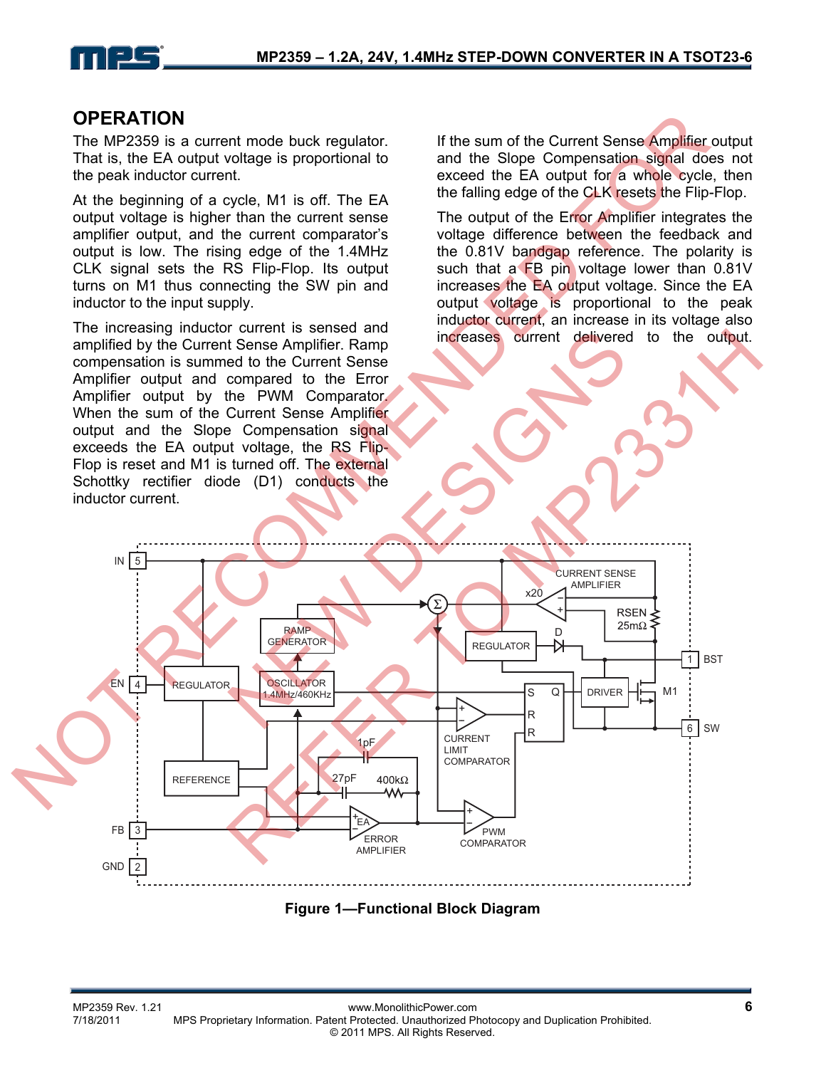## OPERATION

The MP2359 is a current mode buck regulator. That is, the EA output voltage is proportional to the peak inductor current.

At the beginning of a cycle, M1 is off. The EA output voltage is higher than the current sense amplifier output, and the current comparator's output is low. The rising edge of the 1.4MHz CLK signal sets the RS Flip-Flop. Its output turns on M1 thus connecting the SW pin and inductor to the input supply.

The increasing inductor current is sensed and amplified by the Current Sense Amplifier. Ramp compensation is summed to the Current Sense Amplifier output and compared to the Error Amplifier output by the PWM Comparator. When the sum of the Current Sense Amplifier output and the Slope Compensation signal exceeds the EA output voltage, the RS Flip-Flop is reset and M1 is turned off. The external Schottky rectifier diode (D1) conducts the inductor current.

If the sum of the Current Sense Amplifier output and the Slope Compensation signal does not exceed the EA output for a whole cycle, then the falling edge of the CLK resets the Flip-Flop.

The output of the Error Amplifier integrates the voltage difference between the feedback and the 0.81V bandgap reference. The polarity is such that a FB pin voltage lower than 0.81V increases the EA output voltage. Since the EA output voltage is proportional to the peak inductor current, an increase in its voltage also increases current delivered to the output.

NOT RECOMMENDED FOR NEW DESIGNS REFER TO MP2331H

**Figure 1—Functional Block Diagram**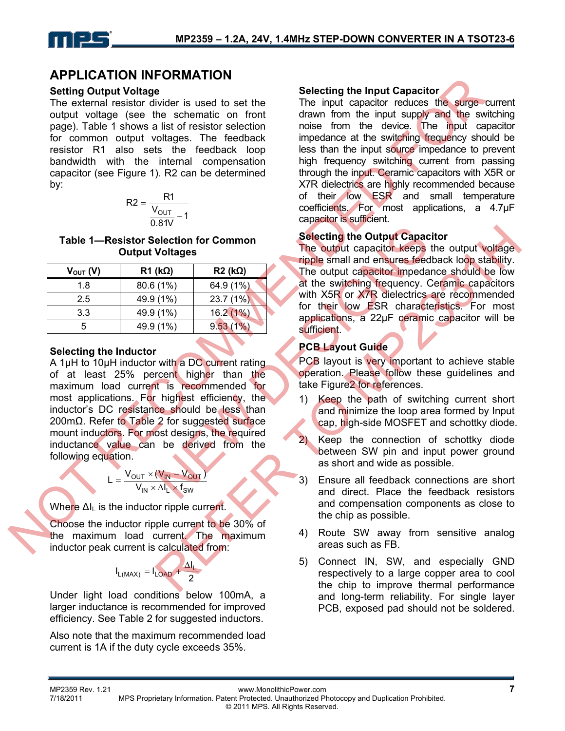## APPLICATION INFORMATION

### Setting Output Voltage

The external resistor divider is used to set the output voltage (see the schematic on front page). Table 1 shows a list of resistor selection for common output voltages. The feedback resistor R1 also sets the feedback loop bandwidth with the internal compensation capacitor (see Figure 1). R2 can be determined by:

$$R2 = \frac{R1}{\frac{V_{OUT}}{0.81V} - 1}$$

**Table 1—Resistor Selection for Common Output Voltages**

| $V_{OUT}$ (V) | R1 (kΩ) | R2 (kΩ) |
|---|---|---|
| 1.8 | 80.6 (1%) | 64.9 (1%) |
| 2.5 | 49.9 (1%) | 23.7 (1%) |
| 3.3 | 49.9 (1%) | 16.2 (1%) |
| 5 | 49.9 (1%) | 9.53 (1%) |

### Selecting the Inductor

A 1µH to 10µH inductor with a DC current rating of at least 25% percent higher than the maximum load current is recommended for most applications. For highest efficiency, the inductor's DC resistance should be less than 200mΩ. Refer to Table 2 for suggested surface mount inductors. For most designs, the required inductance value can be derived from the following equation.

$$L = \frac{V_{OUT} \times (V_{IN} - V_{OUT})}{V_{IN} \times \Delta I_L \times f_{SW}}$$

Where $\Delta I_L$ is the inductor ripple current.

Choose the inductor ripple current to be 30% of the maximum load current. The maximum inductor peak current is calculated from:

$$I_{L(MAX)} = I_{LOAD} + \frac{\Delta I_L}{2}$$

Under light load conditions below 100mA, a larger inductance is recommended for improved efficiency. See Table 2 for suggested inductors.

Also note that the maximum recommended load current is 1A if the duty cycle exceeds 35%.

### Selecting the Input Capacitor

The input capacitor reduces the surge current drawn from the input supply and the switching noise from the device. The input capacitor impedance at the switching frequency should be less than the input source impedance to prevent high frequency switching current from passing through the input. Ceramic capacitors with X5R or X7R dielectrics are highly recommended because of their low ESR and small temperature coefficients. For most applications, a 4.7µF capacitor is sufficient.

### Selecting the Output Capacitor

The output capacitor keeps the output voltage ripple small and ensures feedback loop stability. The output capacitor impedance should be low at the switching frequency. Ceramic capacitors with X5R or X7R dielectrics are recommended for their low ESR characteristics. For most applications, a 22µF ceramic capacitor will be sufficient.

### PCB Layout Guide

PCB layout is very important to achieve stable operation. Please follow these guidelines and take Figure2 for references.

1) Keep the path of switching current short and minimize the loop area formed by Input cap, high-side MOSFET and schottky diode.
2) Keep the connection of schottky diode between SW pin and input power ground as short and wide as possible.
3) Ensure all feedback connections are short and direct. Place the feedback resistors and compensation components as close to the chip as possible.
4) Route SW away from sensitive analog areas such as FB.
5) Connect IN, SW, and especially GND respectively to a large copper area to cool the chip to improve thermal performance and long-term reliability. For single layer PCB, exposed pad should not be soldered.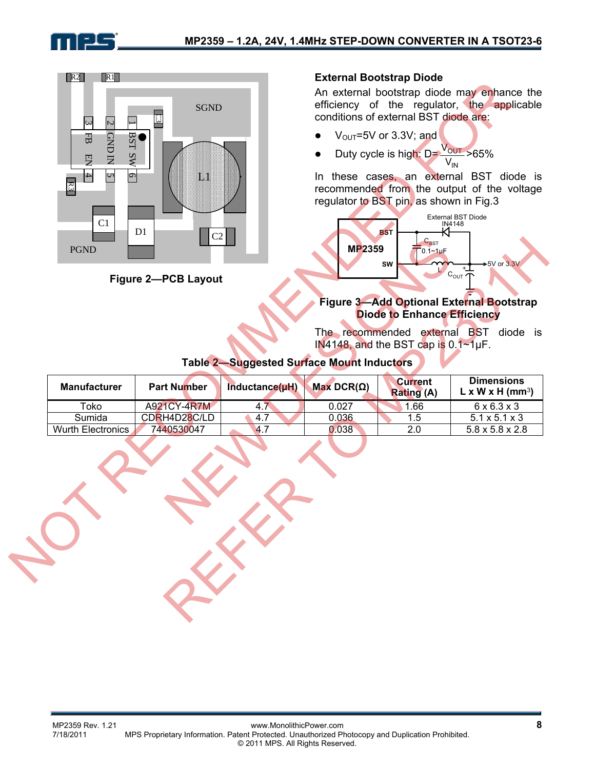Figure 2—PCB Layout

### External Bootstrap Diode

An external bootstrap diode may enhance the efficiency of the regulator, the applicable conditions of external BST diode are:

- $V_{OUT}$=5V or 3.3V; and
- Duty cycle is high: $D=\frac{V_{OUT}}{V_{IN}}>65\%$

In these cases, an external BST diode is recommended from the output of the voltage regulator to BST pin, as shown in Fig.3

Figure 3—Add Optional External Bootstrap Diode to Enhance Efficiency

The recommended external BST diode is IN4148, and the BST cap is 0.1~1µF.

**Table 2—Suggested Surface Mount Inductors**

| Manufacturer | Part Number | Inductance(µH) | Max DCR(Ω) | Current Rating (A) | Dimensions L x W x H (mm³) |
|---|---|---|---|---|---|
| Toko | A921CY-4R7M | 4.7 | 0.027 | 1.66 | 6 x 6.3 x 3 |
| Sumida | CDRH4D28C/LD | 4.7 | 0.036 | 1.5 | 5.1 x 5.1 x 3 |
| Wurth Electronics | 7440530047 | 4.7 | 0.038 | 2.0 | 5.8 x 5.8 x 2.8 |

NOT RECOMMENDED FOR NEW DESIGNS REFER TO MP2331H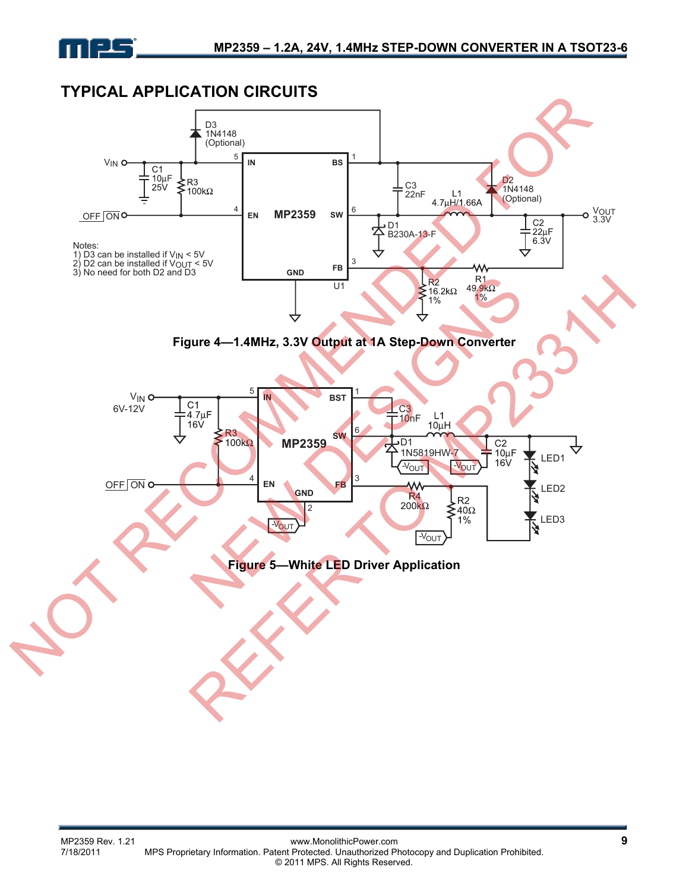## TYPICAL APPLICATION CIRCUITS

Notes:
1) D3 can be installed if $V_{IN}$ < 5V
2) D2 can be installed if $V_{OUT}$ < 5V
3) No need for both D2 and D3

**Figure 4—1.4MHz, 3.3V Output at 1A Step-Down Converter**

**Figure 5—White LED Driver Application**

NOT RECOMMENDED FOR NEW DESIGNS REFER TO MP2331H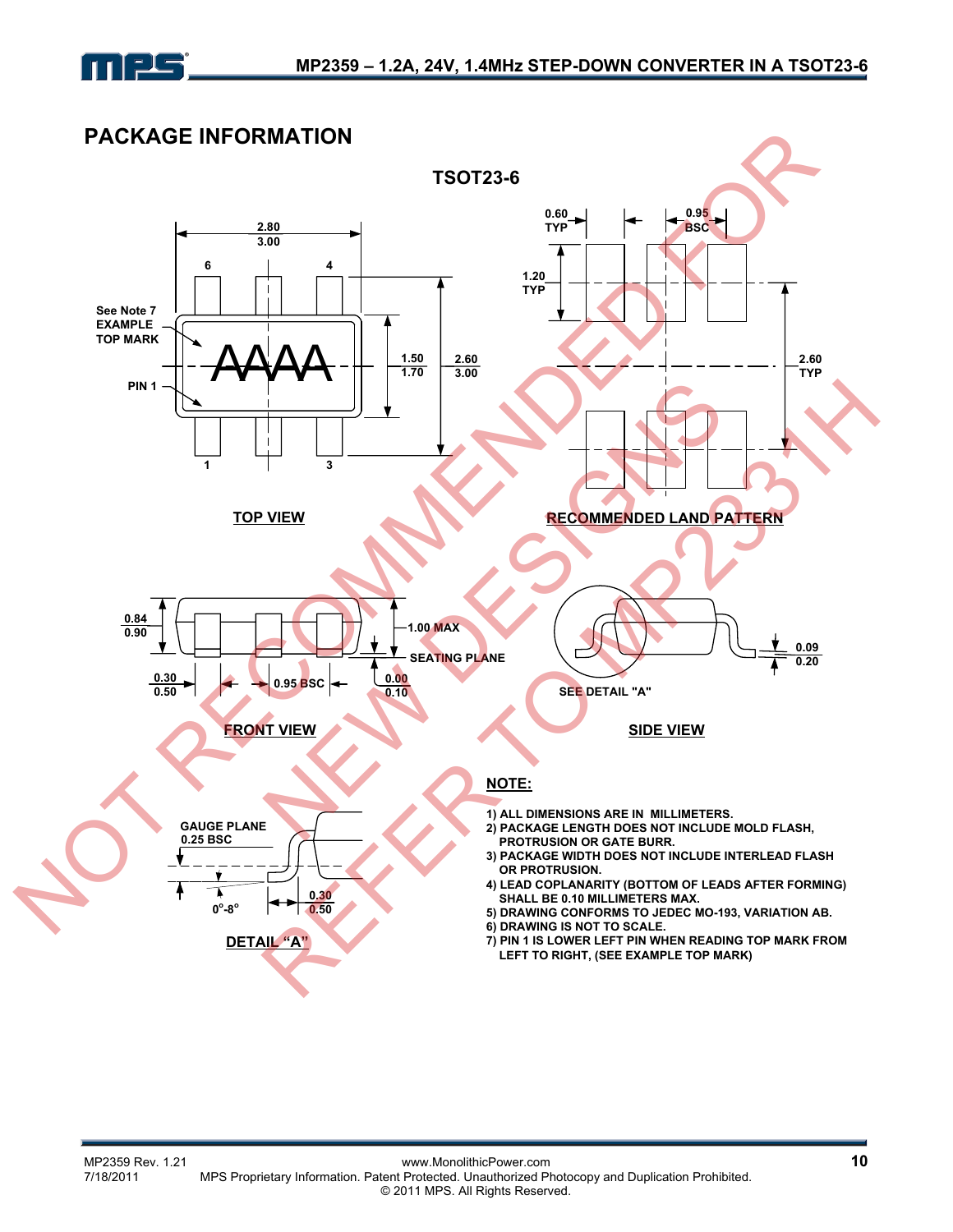## PACKAGE INFORMATION

### TSOT23-6

TOP VIEW

RECOMMENDED LAND PATTERN

FRONT VIEW

SIDE VIEW

DETAIL "A"

NOT RECOMMENDED FOR NEW DESIGNS REFER TO MP2331H

**NOTE:**

1) ALL DIMENSIONS ARE IN MILLIMETERS.
2) PACKAGE LENGTH DOES NOT INCLUDE MOLD FLASH, PROTRUSION OR GATE BURR.
3) PACKAGE WIDTH DOES NOT INCLUDE INTERLEAD FLASH OR PROTRUSION.
4) LEAD COPLANARITY (BOTTOM OF LEADS AFTER FORMING) SHALL BE 0.10 MILLIMETERS MAX.
5) DRAWING CONFORMS TO JEDEC MO-193, VARIATION AB.
6) DRAWING IS NOT TO SCALE.
7) PIN 1 IS LOWER LEFT PIN WHEN READING TOP MARK FROM LEFT TO RIGHT, (SEE EXAMPLE TOP MARK)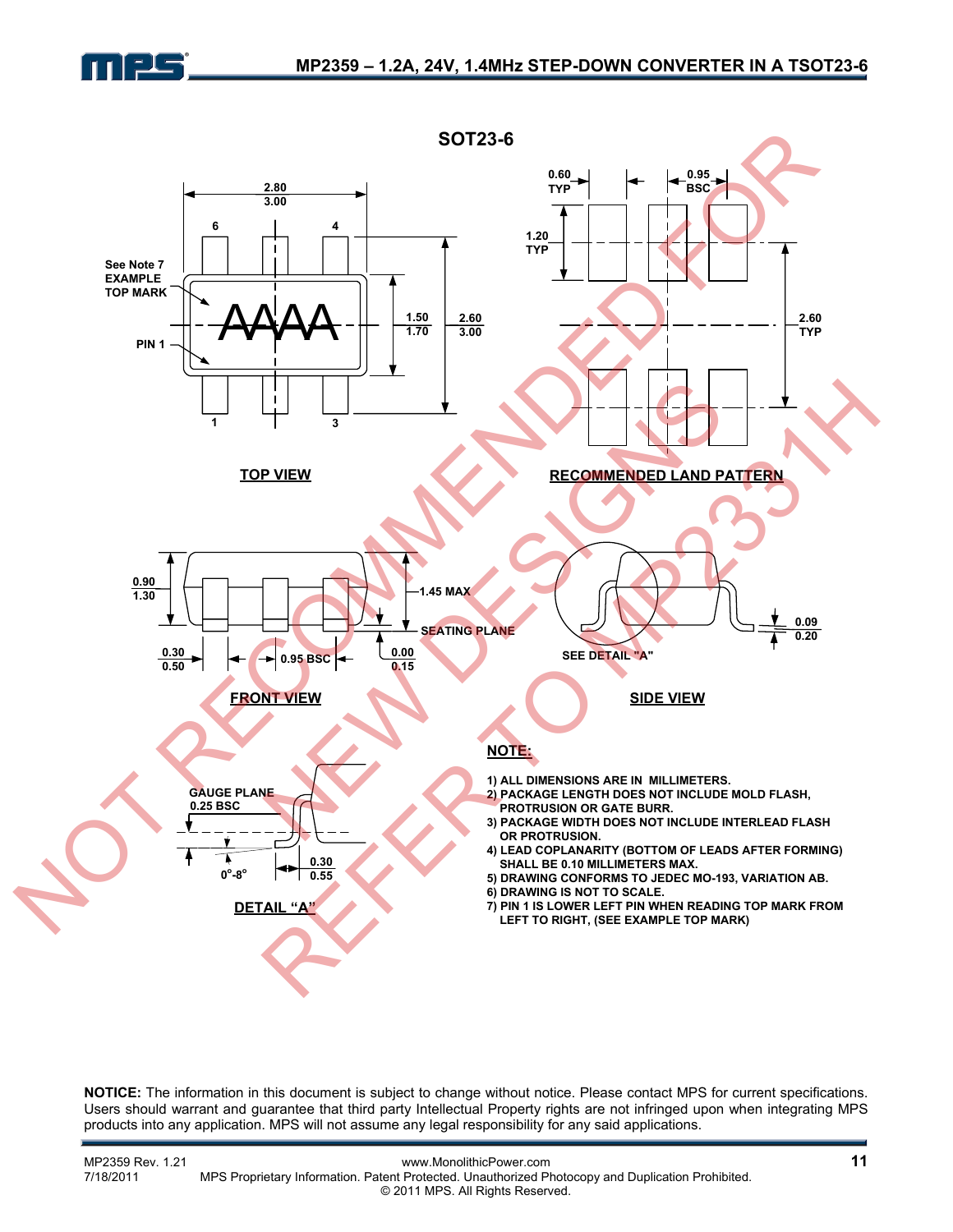## SOT23-6

TOP VIEW

2.80
3.00

6
4

See Note 7
EXAMPLE
TOP MARK

AAAA

PIN 1

1.50
1.70

2.60
3.00

1
3

RECOMMENDED LAND PATTERN

0.60
TYP

0.95
BSC

1.20
TYP

2.60
TYP

FRONT VIEW

0.90
1.30

1.45 MAX

SEATING PLANE

0.30
0.50

0.95 BSC

0.00
0.15

SIDE VIEW

SEE DETAIL "A"

0.09
0.20

DETAIL "A"

GAUGE PLANE
0.25 BSC

0°-8°

0.30
0.55

NOT RECOMMENDED FOR NEW DESIGNS REFER TO MP2331H

**NOTE:**

1) ALL DIMENSIONS ARE IN MILLIMETERS.
2) PACKAGE LENGTH DOES NOT INCLUDE MOLD FLASH, PROTRUSION OR GATE BURR.
3) PACKAGE WIDTH DOES NOT INCLUDE INTERLEAD FLASH OR PROTRUSION.
4) LEAD COPLANARITY (BOTTOM OF LEADS AFTER FORMING) SHALL BE 0.10 MILLIMETERS MAX.
5) DRAWING CONFORMS TO JEDEC MO-193, VARIATION AB.
6) DRAWING IS NOT TO SCALE.
7) PIN 1 IS LOWER LEFT PIN WHEN READING TOP MARK FROM LEFT TO RIGHT, (SEE EXAMPLE TOP MARK)

**NOTICE:** The information in this document is subject to change without notice. Please contact MPS for current specifications. Users should warrant and guarantee that third party Intellectual Property rights are not infringed upon when integrating MPS products into any application. MPS will not assume any legal responsibility for any said applications.